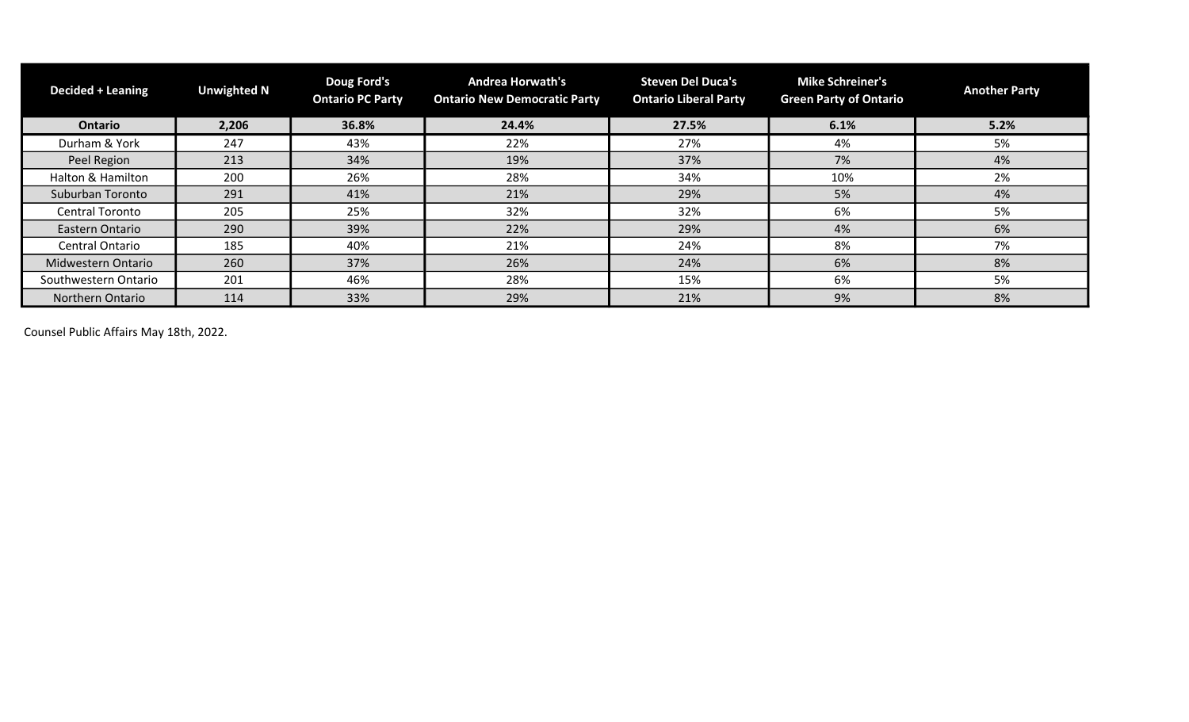| Decided + Leaning | Unweighted N | Doug Ford's Ontario PC Party | Andrea Horwath's Ontario New Democratic Party | Steven Del Duca's Ontario Liberal Party | Mike Schreiner's Green Party of Ontario | Another Party |
|---|---|---|---|---|---|---|
| **Ontario** | **2,206** | **36.8%** | **24.4%** | **27.5%** | **6.1%** | **5.2%** |
| Durham & York | 247 | 43% | 22% | 27% | 4% | 5% |
| Peel Region | 213 | 34% | 19% | 37% | 7% | 4% |
| Halton & Hamilton | 200 | 26% | 28% | 34% | 10% | 2% |
| Suburban Toronto | 291 | 41% | 21% | 29% | 5% | 4% |
| Central Toronto | 205 | 25% | 32% | 32% | 6% | 5% |
| Eastern Ontario | 290 | 39% | 22% | 29% | 4% | 6% |
| Central Ontario | 185 | 40% | 21% | 24% | 8% | 7% |
| Midwestern Ontario | 260 | 37% | 26% | 24% | 6% | 8% |
| Southwestern Ontario | 201 | 46% | 28% | 15% | 6% | 5% |
| Northern Ontario | 114 | 33% | 29% | 21% | 9% | 8% |

Counsel Public Affairs May 18th, 2022.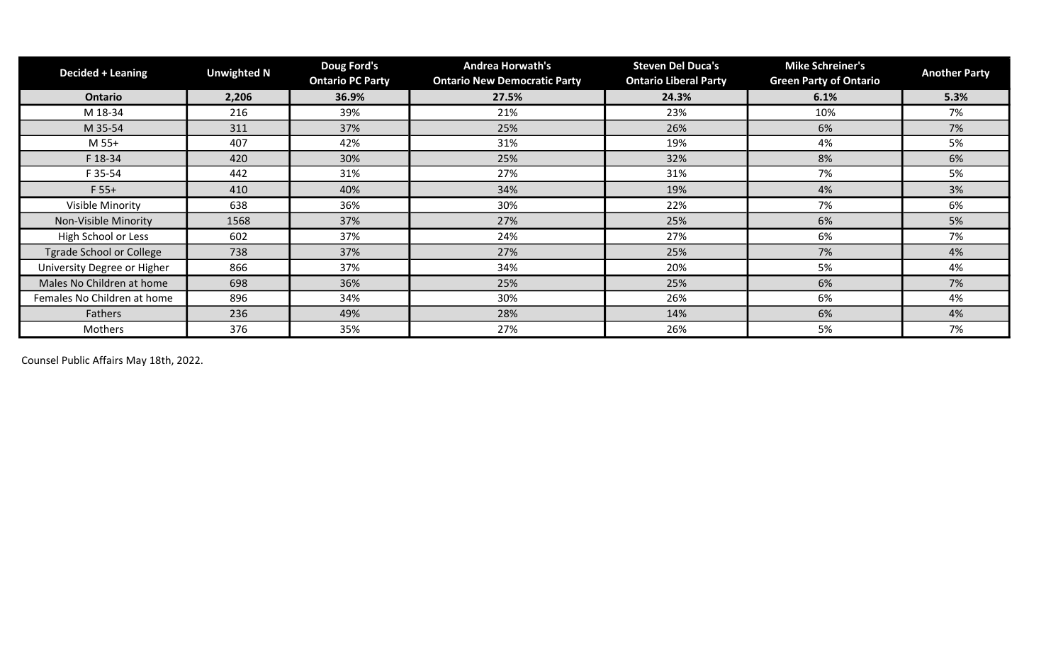| Decided + Leaning | Unweighted N | Doug Ford's Ontario PC Party | Andrea Horwath's Ontario New Democratic Party | Steven Del Duca's Ontario Liberal Party | Mike Schreiner's Green Party of Ontario | Another Party |
|---|---|---|---|---|---|---|
| **Ontario** | **2,206** | **36.9%** | **27.5%** | **24.3%** | **6.1%** | **5.3%** |
| M 18-34 | 216 | 39% | 21% | 23% | 10% | 7% |
| M 35-54 | 311 | 37% | 25% | 26% | 6% | 7% |
| M 55+ | 407 | 42% | 31% | 19% | 4% | 5% |
| F 18-34 | 420 | 30% | 25% | 32% | 8% | 6% |
| F 35-54 | 442 | 31% | 27% | 31% | 7% | 5% |
| F 55+ | 410 | 40% | 34% | 19% | 4% | 3% |
| Visible Minority | 638 | 36% | 30% | 22% | 7% | 6% |
| Non-Visible Minority | 1568 | 37% | 27% | 25% | 6% | 5% |
| High School or Less | 602 | 37% | 24% | 27% | 6% | 7% |
| Tgrade School or College | 738 | 37% | 27% | 25% | 7% | 4% |
| University Degree or Higher | 866 | 37% | 34% | 20% | 5% | 4% |
| Males No Children at home | 698 | 36% | 25% | 25% | 6% | 7% |
| Females No Children at home | 896 | 34% | 30% | 26% | 6% | 4% |
| Fathers | 236 | 49% | 28% | 14% | 6% | 4% |
| Mothers | 376 | 35% | 27% | 26% | 5% | 7% |

Counsel Public Affairs May 18th, 2022.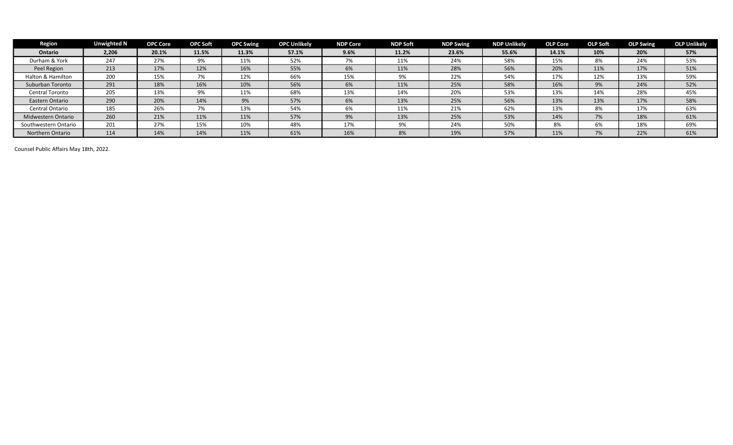| Region | Unweighted N | OPC Core | OPC Soft | OPC Swing | OPC Unlikely | NDP Core | NDP Soft | NDP Swing | NDP Unlikely | OLP Core | OLP Soft | OLP Swing | OLP Unlikely |
|---|---|---|---|---|---|---|---|---|---|---|---|---|---|
| **Ontario** | **2,206** | **20.1%** | **11.5%** | **11.3%** | **57.1%** | **9.6%** | **11.2%** | **23.6%** | **55.6%** | **14.1%** | **10%** | **20%** | **57%** |
| Durham & York | 247 | 27% | 9% | 11% | 52% | 7% | 11% | 24% | 58% | 15% | 8% | 24% | 53% |
| Peel Region | 213 | 17% | 12% | 16% | 55% | 6% | 11% | 28% | 56% | 20% | 11% | 17% | 51% |
| Halton & Hamilton | 200 | 15% | 7% | 12% | 66% | 15% | 9% | 22% | 54% | 17% | 12% | 13% | 59% |
| Suburban Toronto | 291 | 18% | 16% | 10% | 56% | 6% | 11% | 25% | 58% | 16% | 9% | 24% | 52% |
| Central Toronto | 205 | 13% | 9% | 11% | 68% | 13% | 14% | 20% | 53% | 13% | 14% | 28% | 45% |
| Eastern Ontario | 290 | 20% | 14% | 9% | 57% | 6% | 13% | 25% | 56% | 13% | 13% | 17% | 58% |
| Central Ontario | 185 | 26% | 7% | 13% | 54% | 6% | 11% | 21% | 62% | 13% | 8% | 17% | 63% |
| Midwestern Ontario | 260 | 21% | 11% | 11% | 57% | 9% | 13% | 25% | 53% | 14% | 7% | 18% | 61% |
| Southwestern Ontario | 201 | 27% | 15% | 10% | 48% | 17% | 9% | 24% | 50% | 8% | 6% | 18% | 69% |
| Northern Ontario | 114 | 14% | 14% | 11% | 61% | 16% | 8% | 19% | 57% | 11% | 7% | 22% | 61% |

Counsel Public Affairs May 18th, 2022.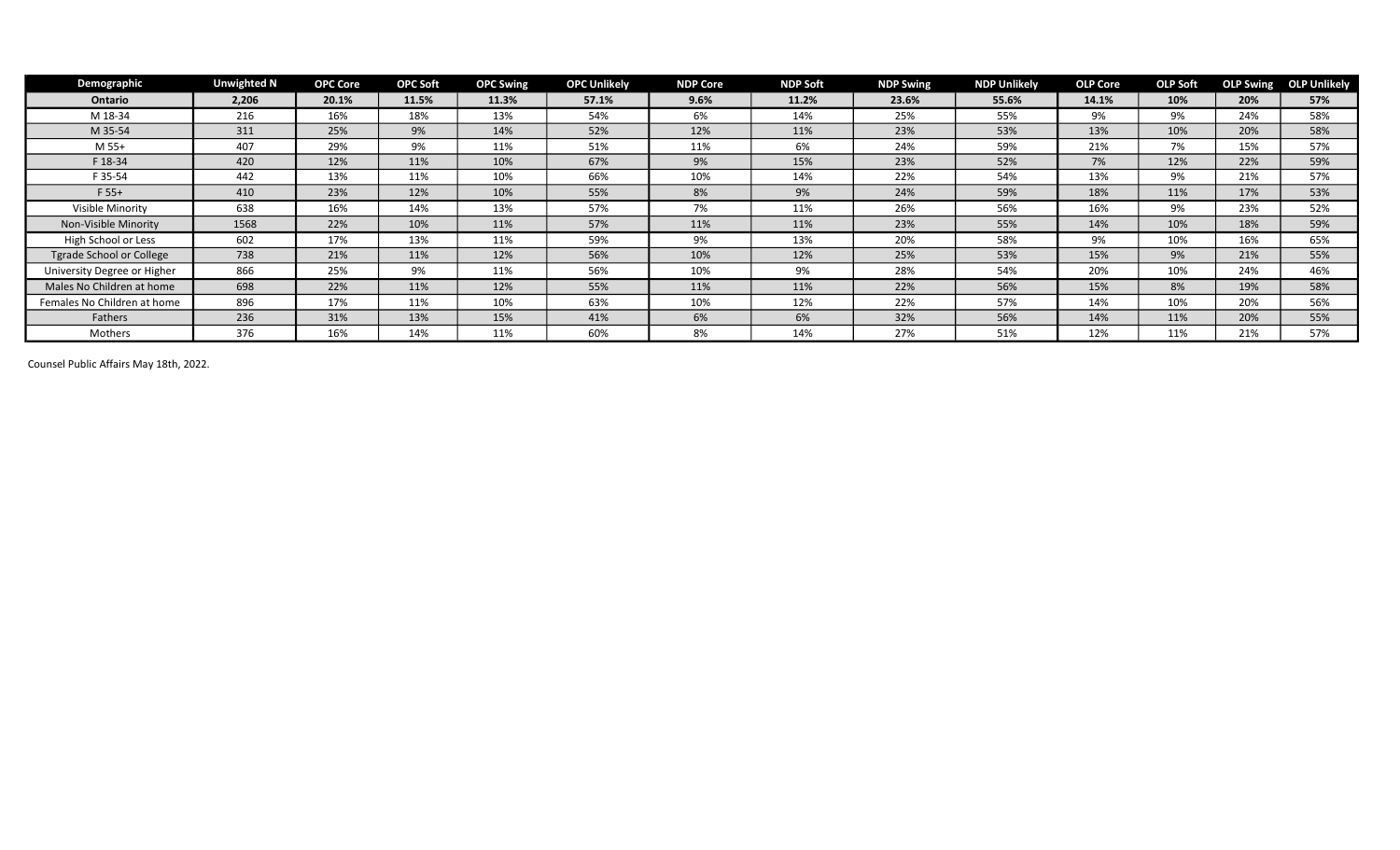| Demographic | Unweighted N | OPC Core | OPC Soft | OPC Swing | OPC Unlikely | NDP Core | NDP Soft | NDP Swing | NDP Unlikely | OLP Core | OLP Soft | OLP Swing | OLP Unlikely |
|---|---|---|---|---|---|---|---|---|---|---|---|---|---|
| **Ontario** | **2,206** | **20.1%** | **11.5%** | **11.3%** | **57.1%** | **9.6%** | **11.2%** | **23.6%** | **55.6%** | **14.1%** | **10%** | **20%** | **57%** |
| M 18-34 | 216 | 16% | 18% | 13% | 54% | 6% | 14% | 25% | 55% | 9% | 9% | 24% | 58% |
| M 35-54 | 311 | 25% | 9% | 14% | 52% | 12% | 11% | 23% | 53% | 13% | 10% | 20% | 58% |
| M 55+ | 407 | 29% | 9% | 11% | 51% | 11% | 6% | 24% | 59% | 21% | 7% | 15% | 57% |
| F 18-34 | 420 | 12% | 11% | 10% | 67% | 9% | 15% | 23% | 52% | 7% | 12% | 22% | 59% |
| F 35-54 | 442 | 13% | 11% | 10% | 66% | 10% | 14% | 22% | 54% | 13% | 9% | 21% | 57% |
| F 55+ | 410 | 23% | 12% | 10% | 55% | 8% | 9% | 24% | 59% | 18% | 11% | 17% | 53% |
| Visible Minority | 638 | 16% | 14% | 13% | 57% | 7% | 11% | 26% | 56% | 16% | 9% | 23% | 52% |
| Non-Visible Minority | 1568 | 22% | 10% | 11% | 57% | 11% | 11% | 23% | 55% | 14% | 10% | 18% | 59% |
| High School or Less | 602 | 17% | 13% | 11% | 59% | 9% | 13% | 20% | 58% | 9% | 10% | 16% | 65% |
| Tgrade School or College | 738 | 21% | 11% | 12% | 56% | 10% | 12% | 25% | 53% | 15% | 9% | 21% | 55% |
| University Degree or Higher | 866 | 25% | 9% | 11% | 56% | 10% | 9% | 28% | 54% | 20% | 10% | 24% | 46% |
| Males No Children at home | 698 | 22% | 11% | 12% | 55% | 11% | 11% | 22% | 56% | 15% | 8% | 19% | 58% |
| Females No Children at home | 896 | 17% | 11% | 10% | 63% | 10% | 12% | 22% | 57% | 14% | 10% | 20% | 56% |
| Fathers | 236 | 31% | 13% | 15% | 41% | 6% | 6% | 32% | 56% | 14% | 11% | 20% | 55% |
| Mothers | 376 | 16% | 14% | 11% | 60% | 8% | 14% | 27% | 51% | 12% | 11% | 21% | 57% |

Counsel Public Affairs May 18th, 2022.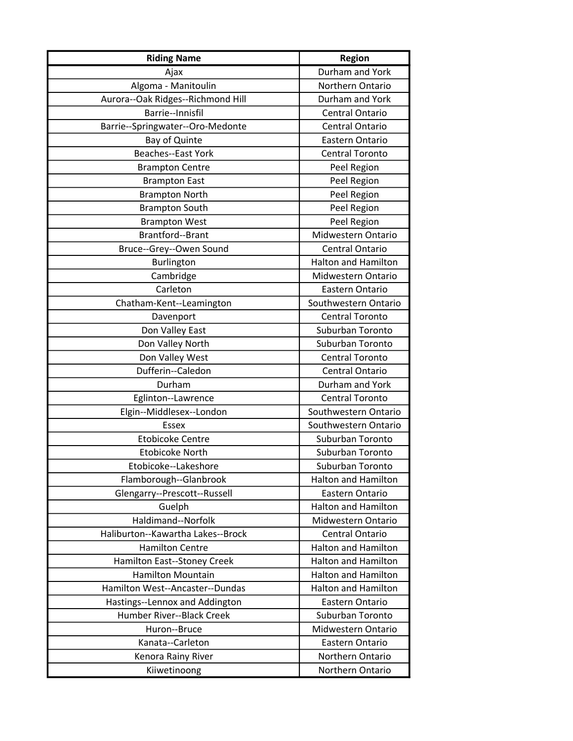| Riding Name | Region |
| --- | --- |
| Ajax | Durham and York |
| Algoma - Manitoulin | Northern Ontario |
| Aurora--Oak Ridges--Richmond Hill | Durham and York |
| Barrie--Innisfil | Central Ontario |
| Barrie--Springwater--Oro-Medonte | Central Ontario |
| Bay of Quinte | Eastern Ontario |
| Beaches--East York | Central Toronto |
| Brampton Centre | Peel Region |
| Brampton East | Peel Region |
| Brampton North | Peel Region |
| Brampton South | Peel Region |
| Brampton West | Peel Region |
| Brantford--Brant | Midwestern Ontario |
| Bruce--Grey--Owen Sound | Central Ontario |
| Burlington | Halton and Hamilton |
| Cambridge | Midwestern Ontario |
| Carleton | Eastern Ontario |
| Chatham-Kent--Leamington | Southwestern Ontario |
| Davenport | Central Toronto |
| Don Valley East | Suburban Toronto |
| Don Valley North | Suburban Toronto |
| Don Valley West | Central Toronto |
| Dufferin--Caledon | Central Ontario |
| Durham | Durham and York |
| Eglinton--Lawrence | Central Toronto |
| Elgin--Middlesex--London | Southwestern Ontario |
| Essex | Southwestern Ontario |
| Etobicoke Centre | Suburban Toronto |
| Etobicoke North | Suburban Toronto |
| Etobicoke--Lakeshore | Suburban Toronto |
| Flamborough--Glanbrook | Halton and Hamilton |
| Glengarry--Prescott--Russell | Eastern Ontario |
| Guelph | Halton and Hamilton |
| Haldimand--Norfolk | Midwestern Ontario |
| Haliburton--Kawartha Lakes--Brock | Central Ontario |
| Hamilton Centre | Halton and Hamilton |
| Hamilton East--Stoney Creek | Halton and Hamilton |
| Hamilton Mountain | Halton and Hamilton |
| Hamilton West--Ancaster--Dundas | Halton and Hamilton |
| Hastings--Lennox and Addington | Eastern Ontario |
| Humber River--Black Creek | Suburban Toronto |
| Huron--Bruce | Midwestern Ontario |
| Kanata--Carleton | Eastern Ontario |
| Kenora Rainy River | Northern Ontario |
| Kiiwetinoong | Northern Ontario |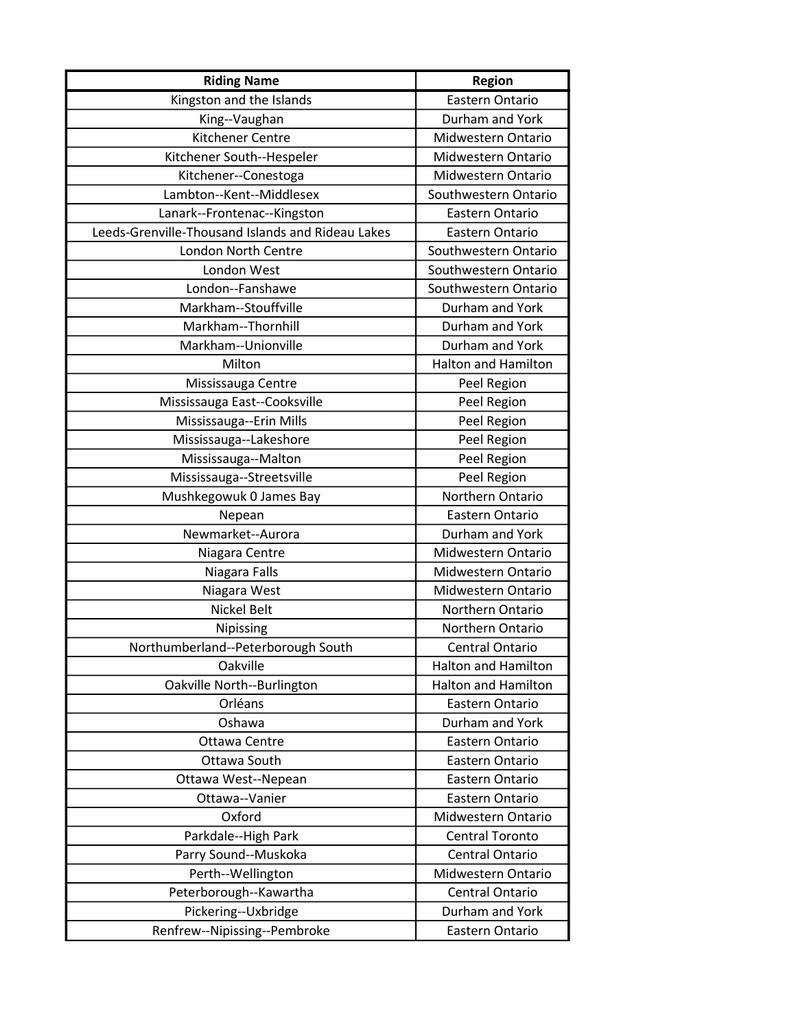| Riding Name | Region |
| --- | --- |
| Kingston and the Islands | Eastern Ontario |
| King--Vaughan | Durham and York |
| Kitchener Centre | Midwestern Ontario |
| Kitchener South--Hespeler | Midwestern Ontario |
| Kitchener--Conestoga | Midwestern Ontario |
| Lambton--Kent--Middlesex | Southwestern Ontario |
| Lanark--Frontenac--Kingston | Eastern Ontario |
| Leeds-Grenville-Thousand Islands and Rideau Lakes | Eastern Ontario |
| London North Centre | Southwestern Ontario |
| London West | Southwestern Ontario |
| London--Fanshawe | Southwestern Ontario |
| Markham--Stouffville | Durham and York |
| Markham--Thornhill | Durham and York |
| Markham--Unionville | Durham and York |
| Milton | Halton and Hamilton |
| Mississauga Centre | Peel Region |
| Mississauga East--Cooksville | Peel Region |
| Mississauga--Erin Mills | Peel Region |
| Mississauga--Lakeshore | Peel Region |
| Mississauga--Malton | Peel Region |
| Mississauga--Streetsville | Peel Region |
| Mushkegowuk 0 James Bay | Northern Ontario |
| Nepean | Eastern Ontario |
| Newmarket--Aurora | Durham and York |
| Niagara Centre | Midwestern Ontario |
| Niagara Falls | Midwestern Ontario |
| Niagara West | Midwestern Ontario |
| Nickel Belt | Northern Ontario |
| Nipissing | Northern Ontario |
| Northumberland--Peterborough South | Central Ontario |
| Oakville | Halton and Hamilton |
| Oakville North--Burlington | Halton and Hamilton |
| Orléans | Eastern Ontario |
| Oshawa | Durham and York |
| Ottawa Centre | Eastern Ontario |
| Ottawa South | Eastern Ontario |
| Ottawa West--Nepean | Eastern Ontario |
| Ottawa--Vanier | Eastern Ontario |
| Oxford | Midwestern Ontario |
| Parkdale--High Park | Central Toronto |
| Parry Sound--Muskoka | Central Ontario |
| Perth--Wellington | Midwestern Ontario |
| Peterborough--Kawartha | Central Ontario |
| Pickering--Uxbridge | Durham and York |
| Renfrew--Nipissing--Pembroke | Eastern Ontario |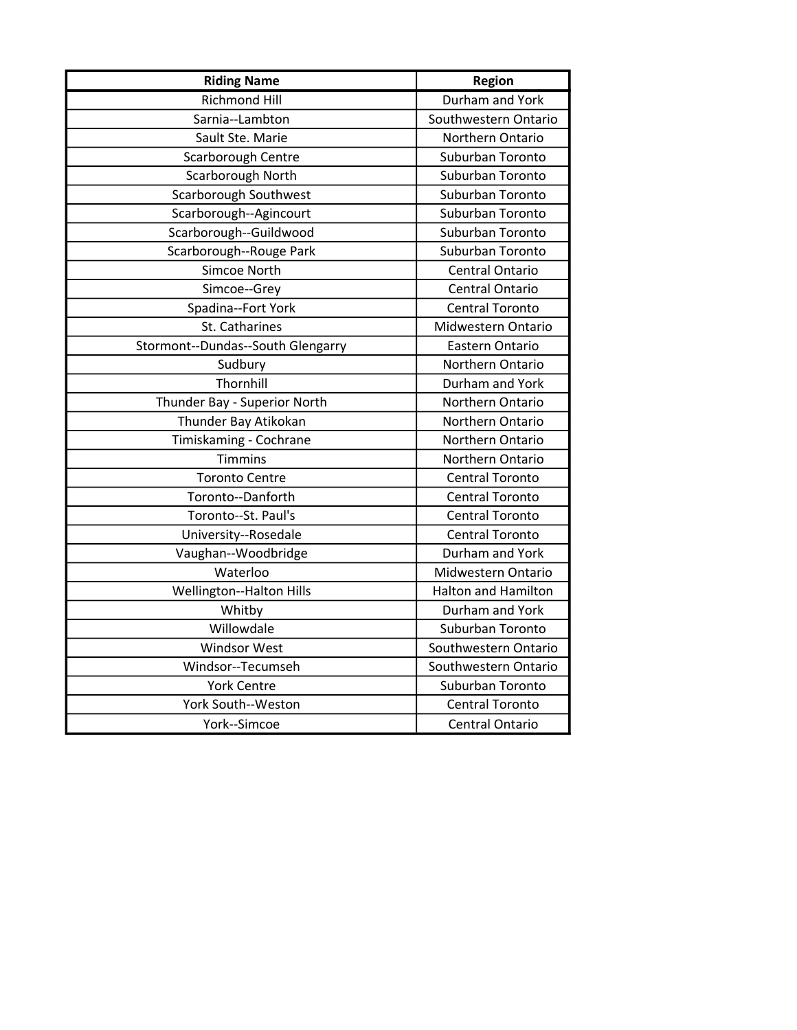| Riding Name | Region |
|---|---|
| Richmond Hill | Durham and York |
| Sarnia--Lambton | Southwestern Ontario |
| Sault Ste. Marie | Northern Ontario |
| Scarborough Centre | Suburban Toronto |
| Scarborough North | Suburban Toronto |
| Scarborough Southwest | Suburban Toronto |
| Scarborough--Agincourt | Suburban Toronto |
| Scarborough--Guildwood | Suburban Toronto |
| Scarborough--Rouge Park | Suburban Toronto |
| Simcoe North | Central Ontario |
| Simcoe--Grey | Central Ontario |
| Spadina--Fort York | Central Toronto |
| St. Catharines | Midwestern Ontario |
| Stormont--Dundas--South Glengarry | Eastern Ontario |
| Sudbury | Northern Ontario |
| Thornhill | Durham and York |
| Thunder Bay - Superior North | Northern Ontario |
| Thunder Bay Atikokan | Northern Ontario |
| Timiskaming - Cochrane | Northern Ontario |
| Timmins | Northern Ontario |
| Toronto Centre | Central Toronto |
| Toronto--Danforth | Central Toronto |
| Toronto--St. Paul's | Central Toronto |
| University--Rosedale | Central Toronto |
| Vaughan--Woodbridge | Durham and York |
| Waterloo | Midwestern Ontario |
| Wellington--Halton Hills | Halton and Hamilton |
| Whitby | Durham and York |
| Willowdale | Suburban Toronto |
| Windsor West | Southwestern Ontario |
| Windsor--Tecumseh | Southwestern Ontario |
| York Centre | Suburban Toronto |
| York South--Weston | Central Toronto |
| York--Simcoe | Central Ontario |